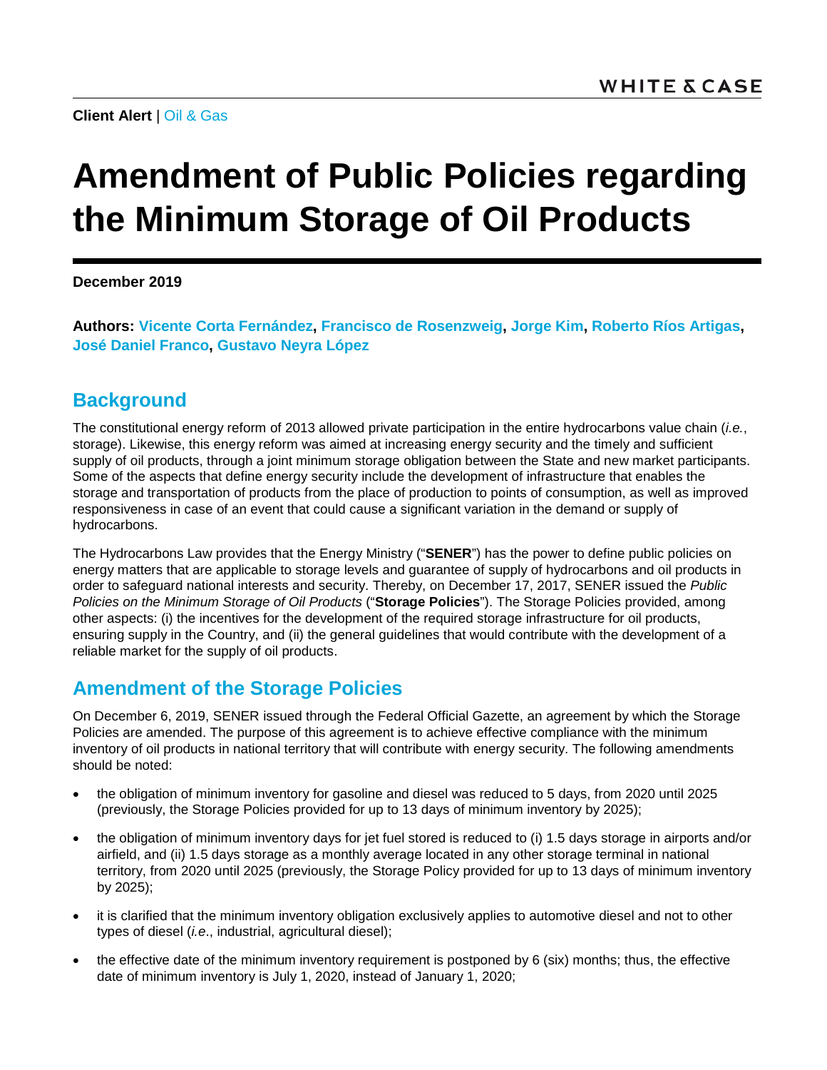WHITE & CASE

**Client Alert** | Oil & Gas

# Amendment of Public Policies regarding the Minimum Storage of Oil Products

**December 2019**

**Authors: Vicente Corta Fernández, Francisco de Rosenzweig, Jorge Kim, Roberto Ríos Artigas, José Daniel Franco, Gustavo Neyra López**

## Background

The constitutional energy reform of 2013 allowed private participation in the entire hydrocarbons value chain (*i.e.*, storage). Likewise, this energy reform was aimed at increasing energy security and the timely and sufficient supply of oil products, through a joint minimum storage obligation between the State and new market participants. Some of the aspects that define energy security include the development of infrastructure that enables the storage and transportation of products from the place of production to points of consumption, as well as improved responsiveness in case of an event that could cause a significant variation in the demand or supply of hydrocarbons.

The Hydrocarbons Law provides that the Energy Ministry ("**SENER**") has the power to define public policies on energy matters that are applicable to storage levels and guarantee of supply of hydrocarbons and oil products in order to safeguard national interests and security. Thereby, on December 17, 2017, SENER issued the *Public Policies on the Minimum Storage of Oil Products* ("**Storage Policies**"). The Storage Policies provided, among other aspects: (i) the incentives for the development of the required storage infrastructure for oil products, ensuring supply in the Country, and (ii) the general guidelines that would contribute with the development of a reliable market for the supply of oil products.

## Amendment of the Storage Policies

On December 6, 2019, SENER issued through the Federal Official Gazette, an agreement by which the Storage Policies are amended. The purpose of this agreement is to achieve effective compliance with the minimum inventory of oil products in national territory that will contribute with energy security. The following amendments should be noted:

- the obligation of minimum inventory for gasoline and diesel was reduced to 5 days, from 2020 until 2025 (previously, the Storage Policies provided for up to 13 days of minimum inventory by 2025);
- the obligation of minimum inventory days for jet fuel stored is reduced to (i) 1.5 days storage in airports and/or airfield, and (ii) 1.5 days storage as a monthly average located in any other storage terminal in national territory, from 2020 until 2025 (previously, the Storage Policy provided for up to 13 days of minimum inventory by 2025);
- it is clarified that the minimum inventory obligation exclusively applies to automotive diesel and not to other types of diesel (*i.e*., industrial, agricultural diesel);
- the effective date of the minimum inventory requirement is postponed by 6 (six) months; thus, the effective date of minimum inventory is July 1, 2020, instead of January 1, 2020;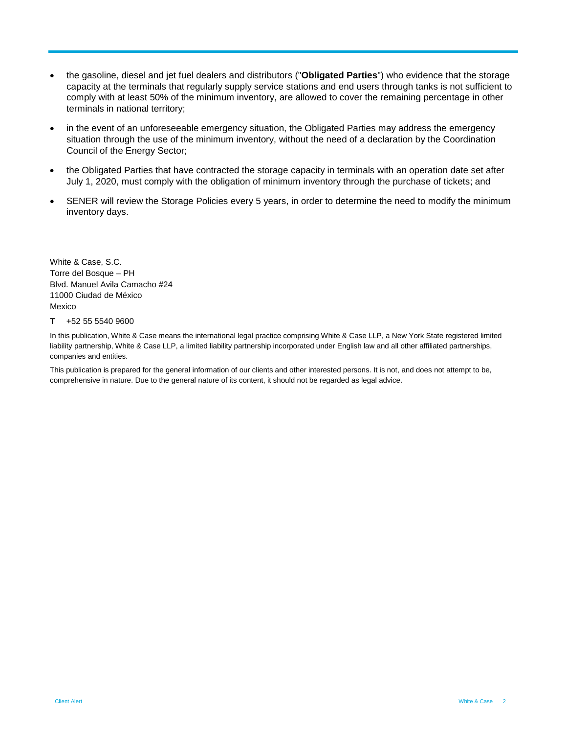- the gasoline, diesel and jet fuel dealers and distributors ("**Obligated Parties**") who evidence that the storage capacity at the terminals that regularly supply service stations and end users through tanks is not sufficient to comply with at least 50% of the minimum inventory, are allowed to cover the remaining percentage in other terminals in national territory;
- in the event of an unforeseeable emergency situation, the Obligated Parties may address the emergency situation through the use of the minimum inventory, without the need of a declaration by the Coordination Council of the Energy Sector;
- the Obligated Parties that have contracted the storage capacity in terminals with an operation date set after July 1, 2020, must comply with the obligation of minimum inventory through the purchase of tickets; and
- SENER will review the Storage Policies every 5 years, in order to determine the need to modify the minimum inventory days.

White & Case, S.C.
Torre del Bosque – PH
Blvd. Manuel Avila Camacho #24
11000 Ciudad de México
Mexico

**T** +52 55 5540 9600

In this publication, White & Case means the international legal practice comprising White & Case LLP, a New York State registered limited liability partnership, White & Case LLP, a limited liability partnership incorporated under English law and all other affiliated partnerships, companies and entities.

This publication is prepared for the general information of our clients and other interested persons. It is not, and does not attempt to be, comprehensive in nature. Due to the general nature of its content, it should not be regarded as legal advice.